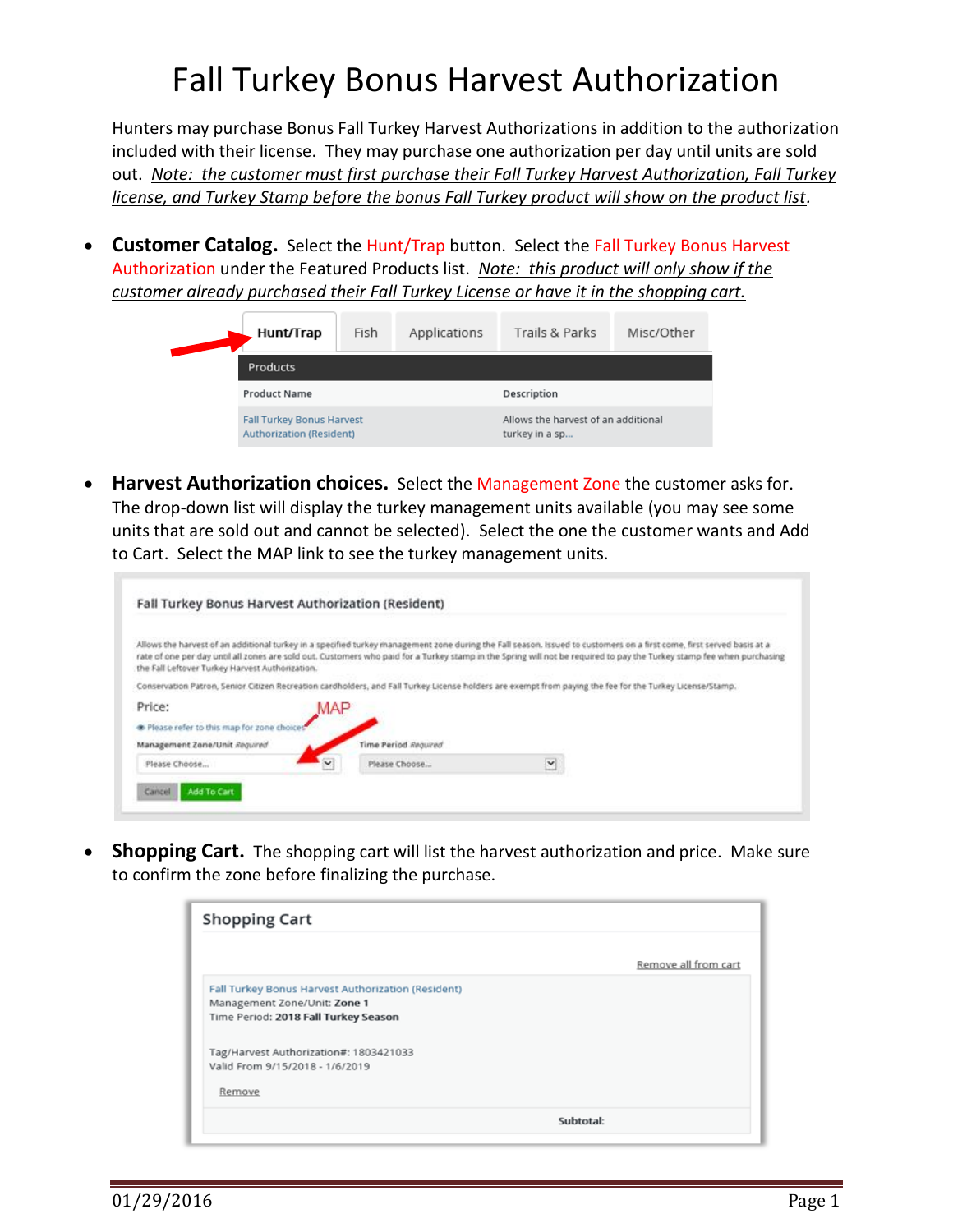# Fall Turkey Bonus Harvest Authorization

Hunters may purchase Bonus Fall Turkey Harvest Authorizations in addition to the authorization included with their license. They may purchase one authorization per day until units are sold out. *Note: the customer must first purchase their Fall Turkey Harvest Authorization, Fall Turkey license, and Turkey Stamp before the bonus Fall Turkey product will show on the product list.*

- **Customer Catalog.** Select the Hunt/Trap button. Select the Fall Turkey Bonus Harvest Authorization under the Featured Products list. *Note: this product will only show if the customer already purchased their Fall Turkey License or have it in the shopping cart.*

- **Harvest Authorization choices.** Select the Management Zone the customer asks for. The drop-down list will display the turkey management units available (you may see some units that are sold out and cannot be selected). Select the one the customer wants and Add to Cart. Select the MAP link to see the turkey management units.

- **Shopping Cart.** The shopping cart will list the harvest authorization and price. Make sure to confirm the zone before finalizing the purchase.

01/29/2016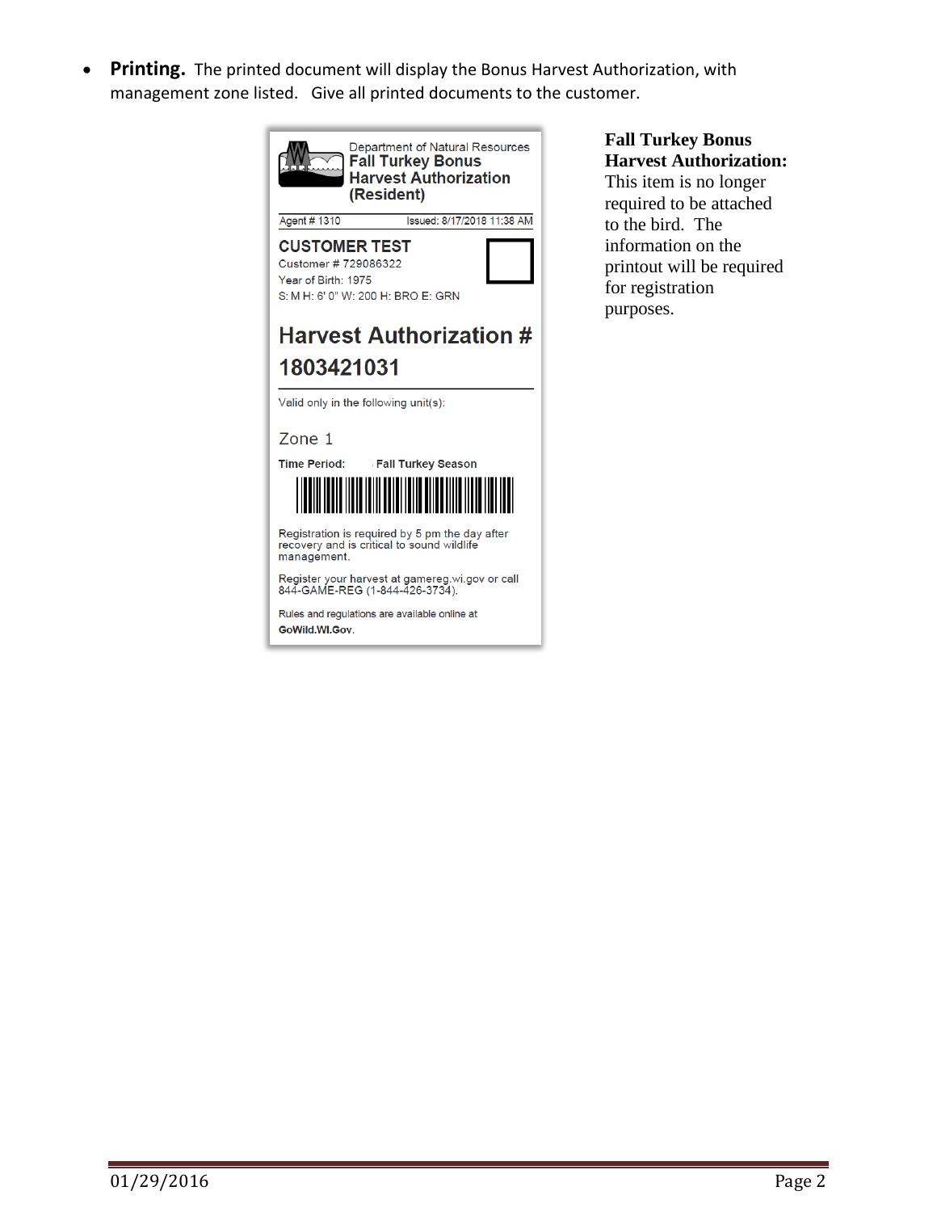- **Printing.** The printed document will display the Bonus Harvest Authorization, with management zone listed. Give all printed documents to the customer.

Department of Natural Resources
**Fall Turkey Bonus Harvest Authorization (Resident)**

Agent # 1310 Issued: 8/17/2018 11:38 AM

**CUSTOMER TEST**
Customer # 729086322
Year of Birth: 1975
S: M H: 6' 0" W: 200 H: BRO E: GRN

## Harvest Authorization # 1803421031

Valid only in the following unit(s):

Zone 1

**Time Period:** **Fall Turkey Season**

Registration is required by 5 pm the day after recovery and is critical to sound wildlife management.

Register your harvest at gamereg.wi.gov or call 844-GAME-REG (1-844-426-3734).

Rules and regulations are available online at **GoWild.WI.Gov**.

**Fall Turkey Bonus Harvest Authorization:** This item is no longer required to be attached to the bird. The information on the printout will be required for registration purposes.